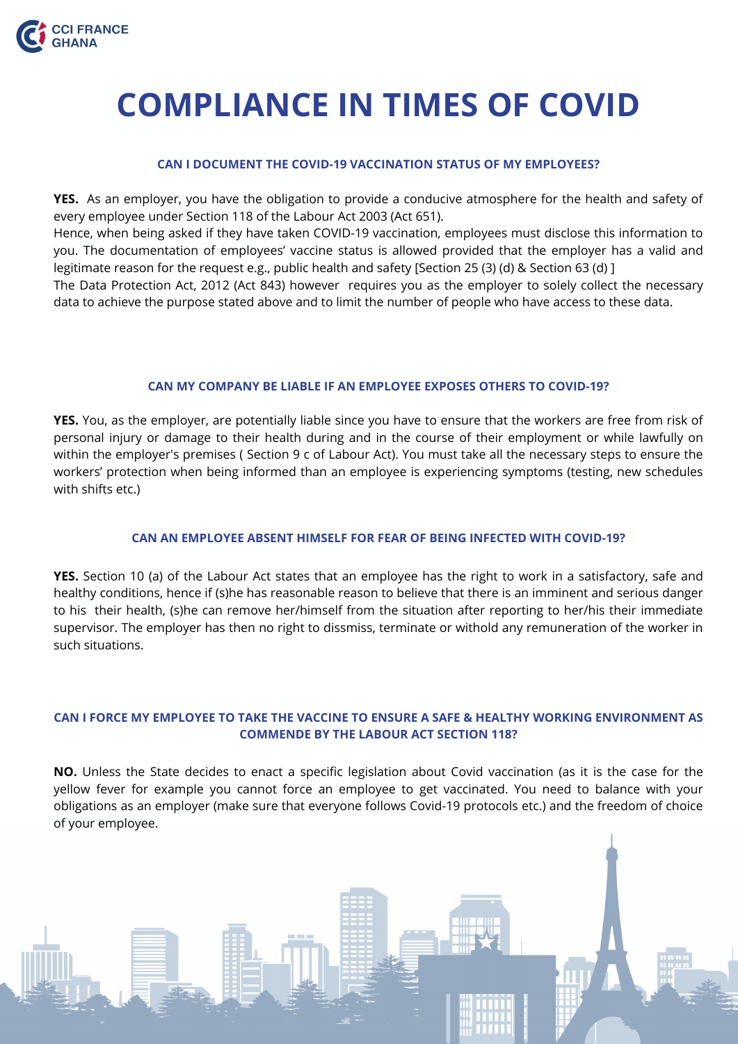# COMPLIANCE IN TIMES OF COVID

### CAN I DOCUMENT THE COVID-19 VACCINATION STATUS OF MY EMPLOYEES?

**YES.** As an employer, you have the obligation to provide a conducive atmosphere for the health and safety of every employee under Section 118 of the Labour Act 2003 (Act 651).
Hence, when being asked if they have taken COVID-19 vaccination, employees must disclose this information to you. The documentation of employees' vaccine status is allowed provided that the employer has a valid and legitimate reason for the request e.g., public health and safety [Section 25 (3) (d) & Section 63 (d) ]
The Data Protection Act, 2012 (Act 843) however requires you as the employer to solely collect the necessary data to achieve the purpose stated above and to limit the number of people who have access to these data.

### CAN MY COMPANY BE LIABLE IF AN EMPLOYEE EXPOSES OTHERS TO COVID-19?

**YES.** You, as the employer, are potentially liable since you have to ensure that the workers are free from risk of personal injury or damage to their health during and in the course of their employment or while lawfully on within the employer's premises ( Section 9 c of Labour Act). You must take all the necessary steps to ensure the workers' protection when being informed than an employee is experiencing symptoms (testing, new schedules with shifts etc.)

### CAN AN EMPLOYEE ABSENT HIMSELF FOR FEAR OF BEING INFECTED WITH COVID-19?

**YES.** Section 10 (a) of the Labour Act states that an employee has the right to work in a satisfactory, safe and healthy conditions, hence if (s)he has reasonable reason to believe that there is an imminent and serious danger to his their health, (s)he can remove her/himself from the situation after reporting to her/his their immediate supervisor. The employer has then no right to dissmiss, terminate or withold any remuneration of the worker in such situations.

### CAN I FORCE MY EMPLOYEE TO TAKE THE VACCINE TO ENSURE A SAFE & HEALTHY WORKING ENVIRONMENT AS COMMENDE BY THE LABOUR ACT SECTION 118?

**NO.** Unless the State decides to enact a specific legislation about Covid vaccination (as it is the case for the yellow fever for example you cannot force an employee to get vaccinated. You need to balance with your obligations as an employer (make sure that everyone follows Covid-19 protocols etc.) and the freedom of choice of your employee.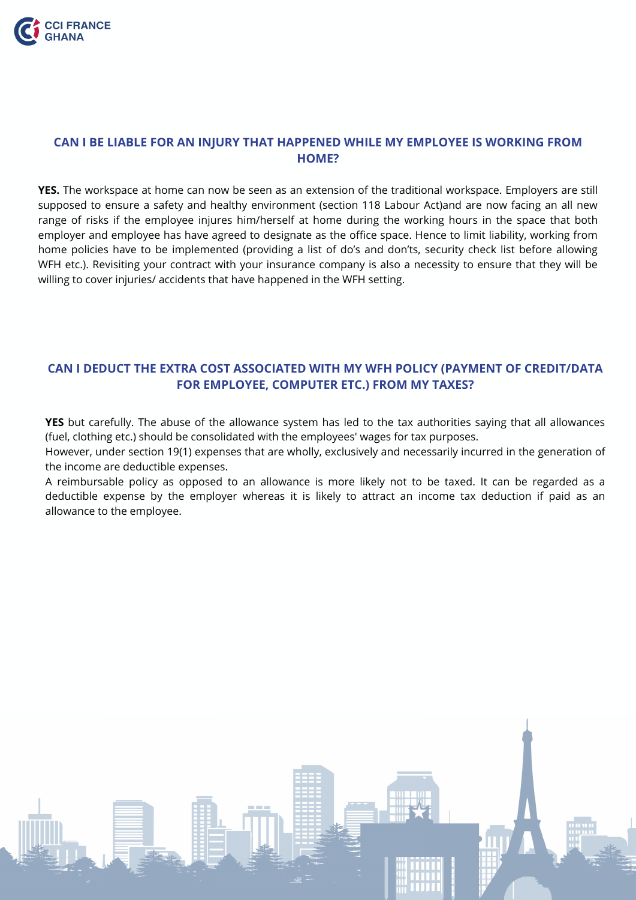## CAN I BE LIABLE FOR AN INJURY THAT HAPPENED WHILE MY EMPLOYEE IS WORKING FROM HOME?

**YES.** The workspace at home can now be seen as an extension of the traditional workspace. Employers are still supposed to ensure a safety and healthy environment (section 118 Labour Act)and are now facing an all new range of risks if the employee injures him/herself at home during the working hours in the space that both employer and employee has have agreed to designate as the office space. Hence to limit liability, working from home policies have to be implemented (providing a list of do's and don'ts, security check list before allowing WFH etc.). Revisiting your contract with your insurance company is also a necessity to ensure that they will be willing to cover injuries/ accidents that have happened in the WFH setting.

## CAN I DEDUCT THE EXTRA COST ASSOCIATED WITH MY WFH POLICY (PAYMENT OF CREDIT/DATA FOR EMPLOYEE, COMPUTER ETC.) FROM MY TAXES?

**YES** but carefully. The abuse of the allowance system has led to the tax authorities saying that all allowances (fuel, clothing etc.) should be consolidated with the employees' wages for tax purposes.

However, under section 19(1) expenses that are wholly, exclusively and necessarily incurred in the generation of the income are deductible expenses.

A reimbursable policy as opposed to an allowance is more likely not to be taxed. It can be regarded as a deductible expense by the employer whereas it is likely to attract an income tax deduction if paid as an allowance to the employee.